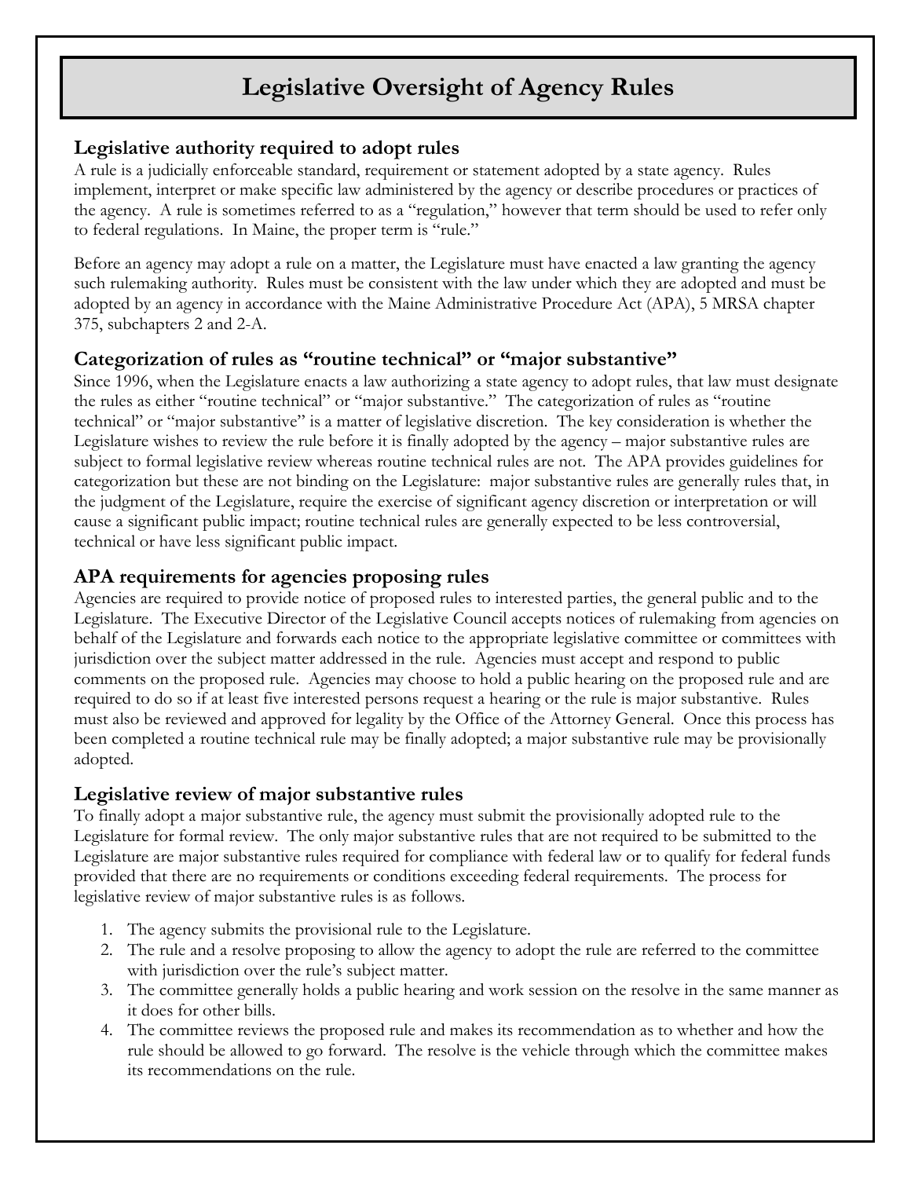# Legislative Oversight of Agency Rules

## Legislative authority required to adopt rules

A rule is a judicially enforceable standard, requirement or statement adopted by a state agency. Rules implement, interpret or make specific law administered by the agency or describe procedures or practices of the agency. A rule is sometimes referred to as a "regulation," however that term should be used to refer only to federal regulations. In Maine, the proper term is "rule."

Before an agency may adopt a rule on a matter, the Legislature must have enacted a law granting the agency such rulemaking authority. Rules must be consistent with the law under which they are adopted and must be adopted by an agency in accordance with the Maine Administrative Procedure Act (APA), 5 MRSA chapter 375, subchapters 2 and 2-A.

## Categorization of rules as "routine technical" or "major substantive"

Since 1996, when the Legislature enacts a law authorizing a state agency to adopt rules, that law must designate the rules as either "routine technical" or "major substantive." The categorization of rules as "routine technical" or "major substantive" is a matter of legislative discretion. The key consideration is whether the Legislature wishes to review the rule before it is finally adopted by the agency – major substantive rules are subject to formal legislative review whereas routine technical rules are not. The APA provides guidelines for categorization but these are not binding on the Legislature: major substantive rules are generally rules that, in the judgment of the Legislature, require the exercise of significant agency discretion or interpretation or will cause a significant public impact; routine technical rules are generally expected to be less controversial, technical or have less significant public impact.

## APA requirements for agencies proposing rules

Agencies are required to provide notice of proposed rules to interested parties, the general public and to the Legislature. The Executive Director of the Legislative Council accepts notices of rulemaking from agencies on behalf of the Legislature and forwards each notice to the appropriate legislative committee or committees with jurisdiction over the subject matter addressed in the rule. Agencies must accept and respond to public comments on the proposed rule. Agencies may choose to hold a public hearing on the proposed rule and are required to do so if at least five interested persons request a hearing or the rule is major substantive. Rules must also be reviewed and approved for legality by the Office of the Attorney General. Once this process has been completed a routine technical rule may be finally adopted; a major substantive rule may be provisionally adopted.

## Legislative review of major substantive rules

To finally adopt a major substantive rule, the agency must submit the provisionally adopted rule to the Legislature for formal review. The only major substantive rules that are not required to be submitted to the Legislature are major substantive rules required for compliance with federal law or to qualify for federal funds provided that there are no requirements or conditions exceeding federal requirements. The process for legislative review of major substantive rules is as follows.

1. The agency submits the provisional rule to the Legislature.
2. The rule and a resolve proposing to allow the agency to adopt the rule are referred to the committee with jurisdiction over the rule's subject matter.
3. The committee generally holds a public hearing and work session on the resolve in the same manner as it does for other bills.
4. The committee reviews the proposed rule and makes its recommendation as to whether and how the rule should be allowed to go forward. The resolve is the vehicle through which the committee makes its recommendations on the rule.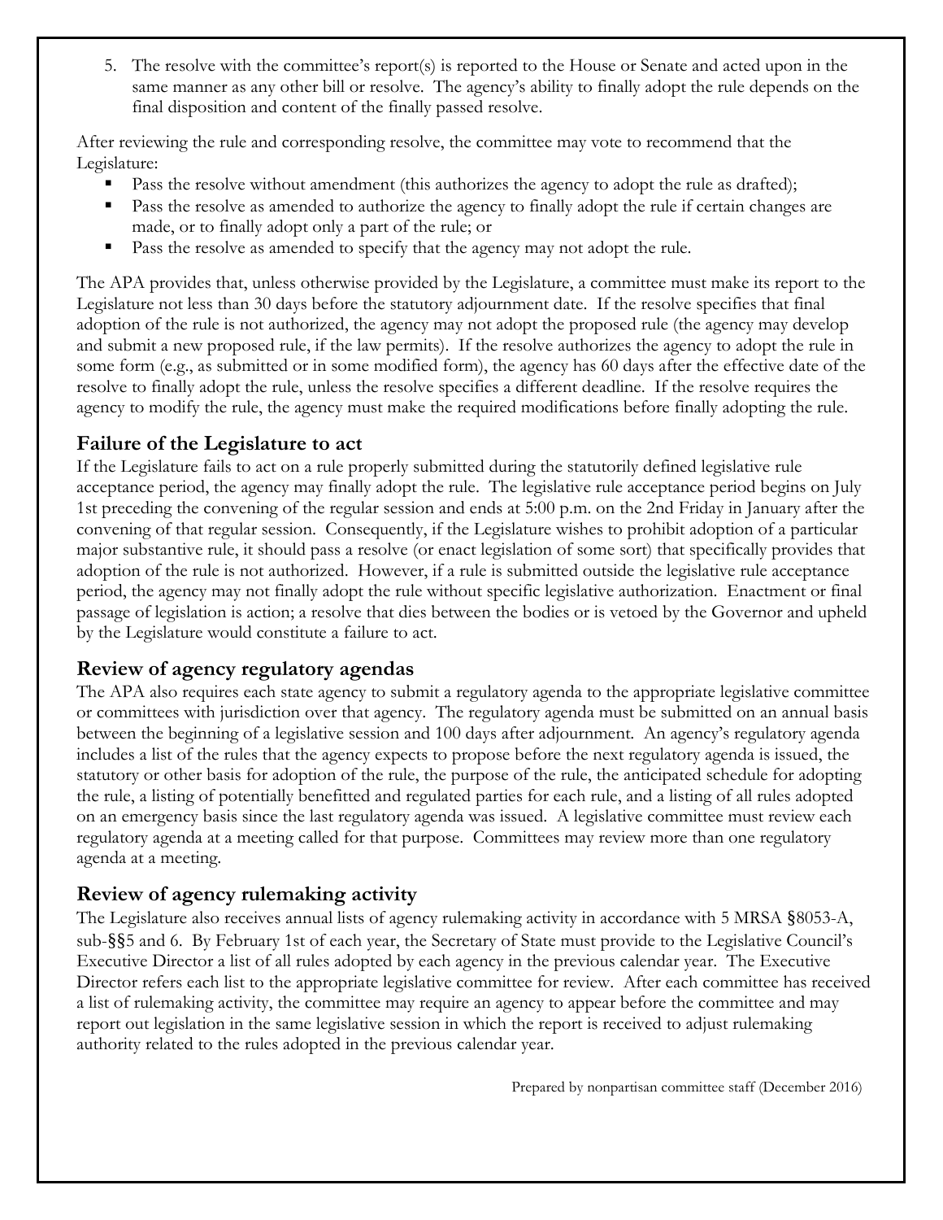5. The resolve with the committee's report(s) is reported to the House or Senate and acted upon in the same manner as any other bill or resolve. The agency's ability to finally adopt the rule depends on the final disposition and content of the finally passed resolve.

After reviewing the rule and corresponding resolve, the committee may vote to recommend that the Legislature:

- Pass the resolve without amendment (this authorizes the agency to adopt the rule as drafted);
- Pass the resolve as amended to authorize the agency to finally adopt the rule if certain changes are made, or to finally adopt only a part of the rule; or
- Pass the resolve as amended to specify that the agency may not adopt the rule.

The APA provides that, unless otherwise provided by the Legislature, a committee must make its report to the Legislature not less than 30 days before the statutory adjournment date. If the resolve specifies that final adoption of the rule is not authorized, the agency may not adopt the proposed rule (the agency may develop and submit a new proposed rule, if the law permits). If the resolve authorizes the agency to adopt the rule in some form (e.g., as submitted or in some modified form), the agency has 60 days after the effective date of the resolve to finally adopt the rule, unless the resolve specifies a different deadline. If the resolve requires the agency to modify the rule, the agency must make the required modifications before finally adopting the rule.

## Failure of the Legislature to act

If the Legislature fails to act on a rule properly submitted during the statutorily defined legislative rule acceptance period, the agency may finally adopt the rule. The legislative rule acceptance period begins on July 1st preceding the convening of the regular session and ends at 5:00 p.m. on the 2nd Friday in January after the convening of that regular session. Consequently, if the Legislature wishes to prohibit adoption of a particular major substantive rule, it should pass a resolve (or enact legislation of some sort) that specifically provides that adoption of the rule is not authorized. However, if a rule is submitted outside the legislative rule acceptance period, the agency may not finally adopt the rule without specific legislative authorization. Enactment or final passage of legislation is action; a resolve that dies between the bodies or is vetoed by the Governor and upheld by the Legislature would constitute a failure to act.

## Review of agency regulatory agendas

The APA also requires each state agency to submit a regulatory agenda to the appropriate legislative committee or committees with jurisdiction over that agency. The regulatory agenda must be submitted on an annual basis between the beginning of a legislative session and 100 days after adjournment. An agency's regulatory agenda includes a list of the rules that the agency expects to propose before the next regulatory agenda is issued, the statutory or other basis for adoption of the rule, the purpose of the rule, the anticipated schedule for adopting the rule, a listing of potentially benefitted and regulated parties for each rule, and a listing of all rules adopted on an emergency basis since the last regulatory agenda was issued. A legislative committee must review each regulatory agenda at a meeting called for that purpose. Committees may review more than one regulatory agenda at a meeting.

## Review of agency rulemaking activity

The Legislature also receives annual lists of agency rulemaking activity in accordance with 5 MRSA §8053-A, sub-§§5 and 6. By February 1st of each year, the Secretary of State must provide to the Legislative Council's Executive Director a list of all rules adopted by each agency in the previous calendar year. The Executive Director refers each list to the appropriate legislative committee for review. After each committee has received a list of rulemaking activity, the committee may require an agency to appear before the committee and may report out legislation in the same legislative session in which the report is received to adjust rulemaking authority related to the rules adopted in the previous calendar year.

Prepared by nonpartisan committee staff (December 2016)